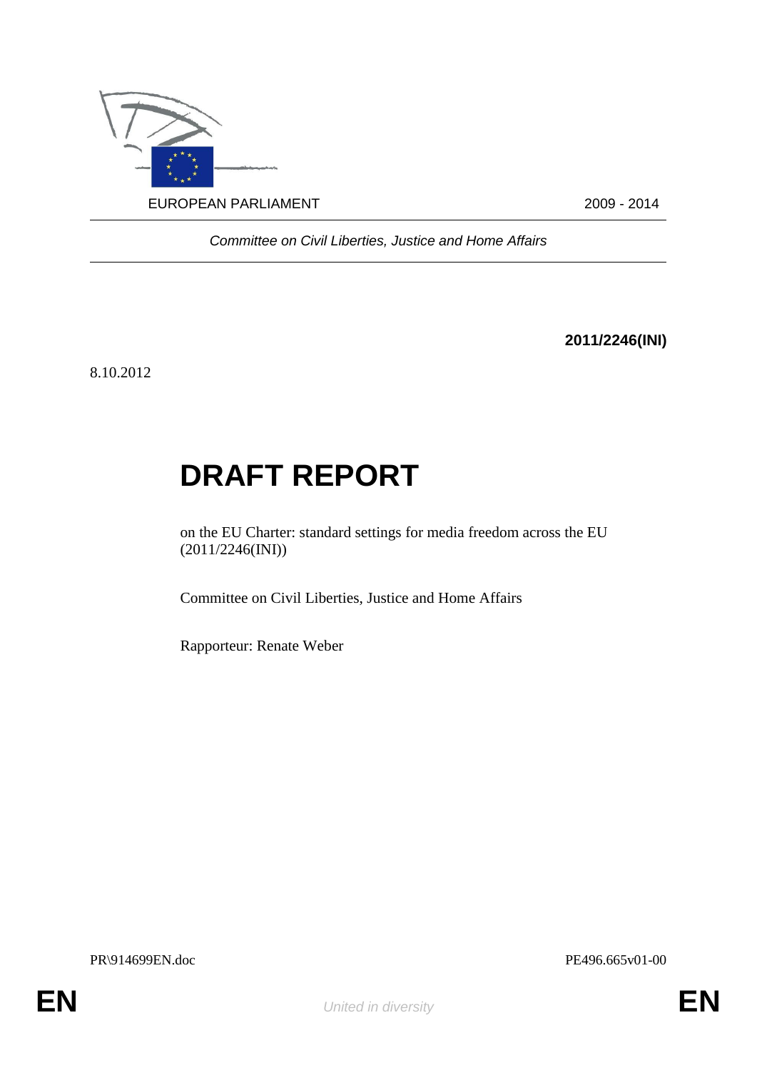EUROPEAN PARLIAMENT 2009 - 2014

*Committee on Civil Liberties, Justice and Home Affairs*

**2011/2246(INI)**

8.10.2012

# DRAFT REPORT

on the EU Charter: standard settings for media freedom across the EU (2011/2246(INI))

Committee on Civil Liberties, Justice and Home Affairs

Rapporteur: Renate Weber

PR\914699EN.doc PE496.665v01-00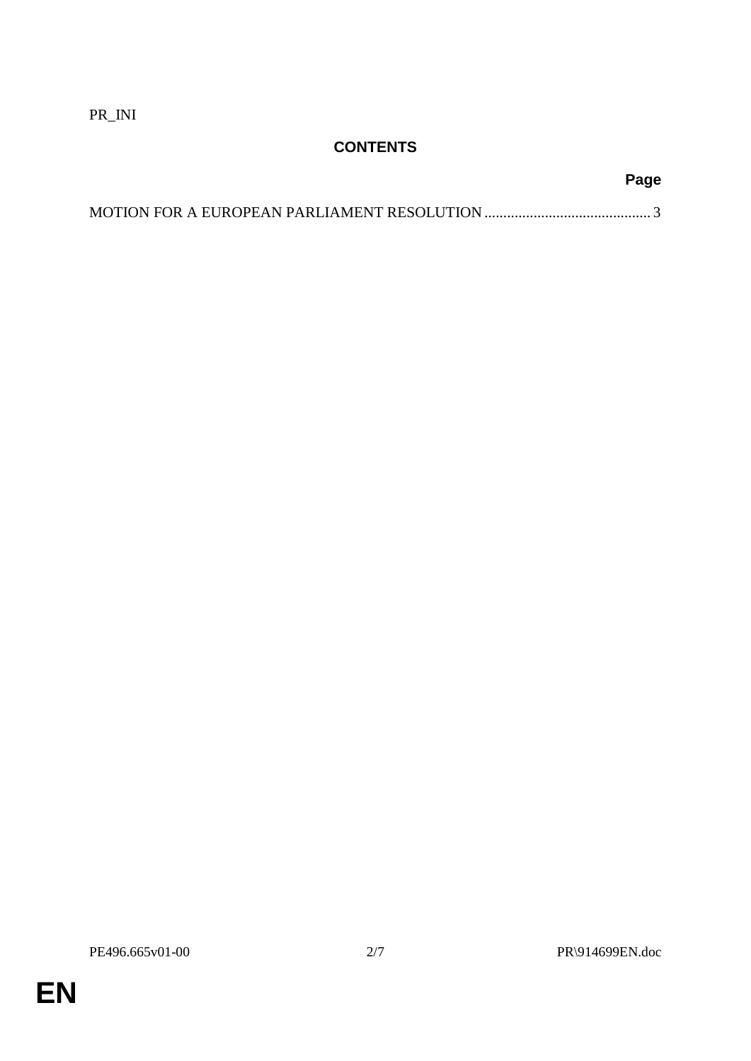PR_INI

## CONTENTS

**Page**

MOTION FOR A EUROPEAN PARLIAMENT RESOLUTION ............................................ 3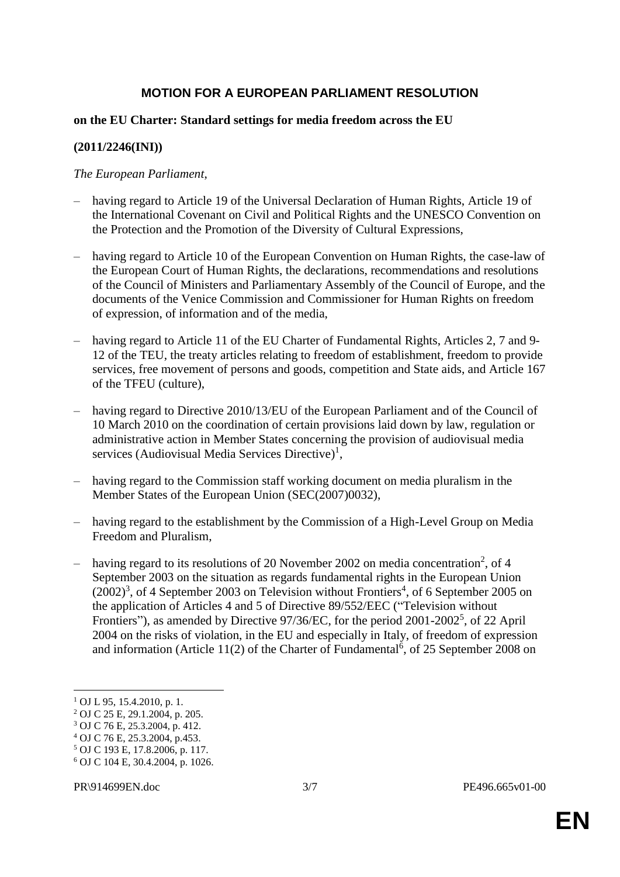# MOTION FOR A EUROPEAN PARLIAMENT RESOLUTION

**on the EU Charter: Standard settings for media freedom across the EU**

**(2011/2246(INI))**

*The European Parliament*,

– having regard to Article 19 of the Universal Declaration of Human Rights, Article 19 of the International Covenant on Civil and Political Rights and the UNESCO Convention on the Protection and the Promotion of the Diversity of Cultural Expressions,

– having regard to Article 10 of the European Convention on Human Rights, the case-law of the European Court of Human Rights, the declarations, recommendations and resolutions of the Council of Ministers and Parliamentary Assembly of the Council of Europe, and the documents of the Venice Commission and Commissioner for Human Rights on freedom of expression, of information and of the media,

– having regard to Article 11 of the EU Charter of Fundamental Rights, Articles 2, 7 and 9-12 of the TEU, the treaty articles relating to freedom of establishment, freedom to provide services, free movement of persons and goods, competition and State aids, and Article 167 of the TFEU (culture),

– having regard to Directive 2010/13/EU of the European Parliament and of the Council of 10 March 2010 on the coordination of certain provisions laid down by law, regulation or administrative action in Member States concerning the provision of audiovisual media services (Audiovisual Media Services Directive)[1],

– having regard to the Commission staff working document on media pluralism in the Member States of the European Union (SEC(2007)0032),

– having regard to the establishment by the Commission of a High-Level Group on Media Freedom and Pluralism,

– having regard to its resolutions of 20 November 2002 on media concentration[2], of 4 September 2003 on the situation as regards fundamental rights in the European Union (2002)[3], of 4 September 2003 on Television without Frontiers[4], of 6 September 2005 on the application of Articles 4 and 5 of Directive 89/552/EEC ("Television without Frontiers"), as amended by Directive 97/36/EC, for the period 2001-2002[5], of 22 April 2004 on the risks of violation, in the EU and especially in Italy, of freedom of expression and information (Article 11(2) of the Charter of Fundamental[6], of 25 September 2008 on

---

[1] OJ L 95, 15.4.2010, p. 1.
[2] OJ C 25 E, 29.1.2004, p. 205.
[3] OJ C 76 E, 25.3.2004, p. 412.
[4] OJ C 76 E, 25.3.2004, p.453.
[5] OJ C 193 E, 17.8.2006, p. 117.
[6] OJ C 104 E, 30.4.2004, p. 1026.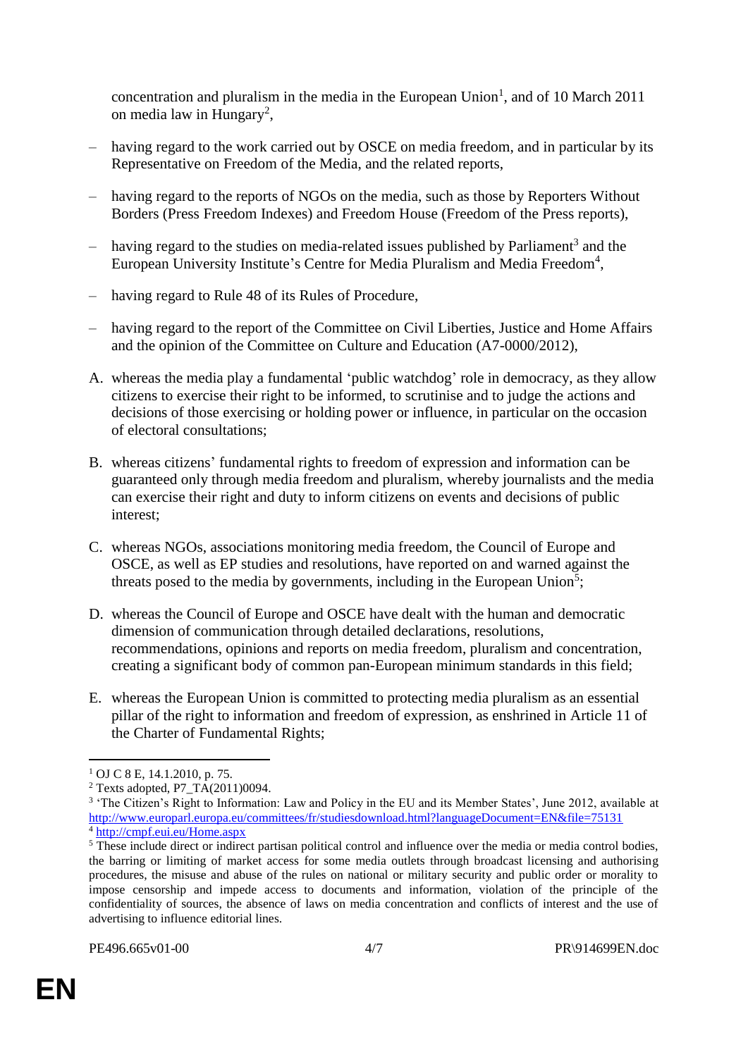concentration and pluralism in the media in the European Union[1], and of 10 March 2011 on media law in Hungary[2],

– having regard to the work carried out by OSCE on media freedom, and in particular by its Representative on Freedom of the Media, and the related reports,

– having regard to the reports of NGOs on the media, such as those by Reporters Without Borders (Press Freedom Indexes) and Freedom House (Freedom of the Press reports),

– having regard to the studies on media-related issues published by Parliament[3] and the European University Institute's Centre for Media Pluralism and Media Freedom[4],

– having regard to Rule 48 of its Rules of Procedure,

– having regard to the report of the Committee on Civil Liberties, Justice and Home Affairs and the opinion of the Committee on Culture and Education (A7-0000/2012),

A. whereas the media play a fundamental 'public watchdog' role in democracy, as they allow citizens to exercise their right to be informed, to scrutinise and to judge the actions and decisions of those exercising or holding power or influence, in particular on the occasion of electoral consultations;

B. whereas citizens' fundamental rights to freedom of expression and information can be guaranteed only through media freedom and pluralism, whereby journalists and the media can exercise their right and duty to inform citizens on events and decisions of public interest;

C. whereas NGOs, associations monitoring media freedom, the Council of Europe and OSCE, as well as EP studies and resolutions, have reported on and warned against the threats posed to the media by governments, including in the European Union[5];

D. whereas the Council of Europe and OSCE have dealt with the human and democratic dimension of communication through detailed declarations, resolutions, recommendations, opinions and reports on media freedom, pluralism and concentration, creating a significant body of common pan-European minimum standards in this field;

E. whereas the European Union is committed to protecting media pluralism as an essential pillar of the right to information and freedom of expression, as enshrined in Article 11 of the Charter of Fundamental Rights;

---

[1] OJ C 8 E, 14.1.2010, p. 75.

[2] Texts adopted, P7_TA(2011)0094.

[3] 'The Citizen's Right to Information: Law and Policy in the EU and its Member States', June 2012, available at http://www.europarl.europa.eu/committees/fr/studiesdownload.html?languageDocument=EN&file=75131

[4] http://cmpf.eui.eu/Home.aspx

[5] These include direct or indirect partisan political control and influence over the media or media control bodies, the barring or limiting of market access for some media outlets through broadcast licensing and authorising procedures, the misuse and abuse of the rules on national or military security and public order or morality to impose censorship and impede access to documents and information, violation of the principle of the confidentiality of sources, the absence of laws on media concentration and conflicts of interest and the use of advertising to influence editorial lines.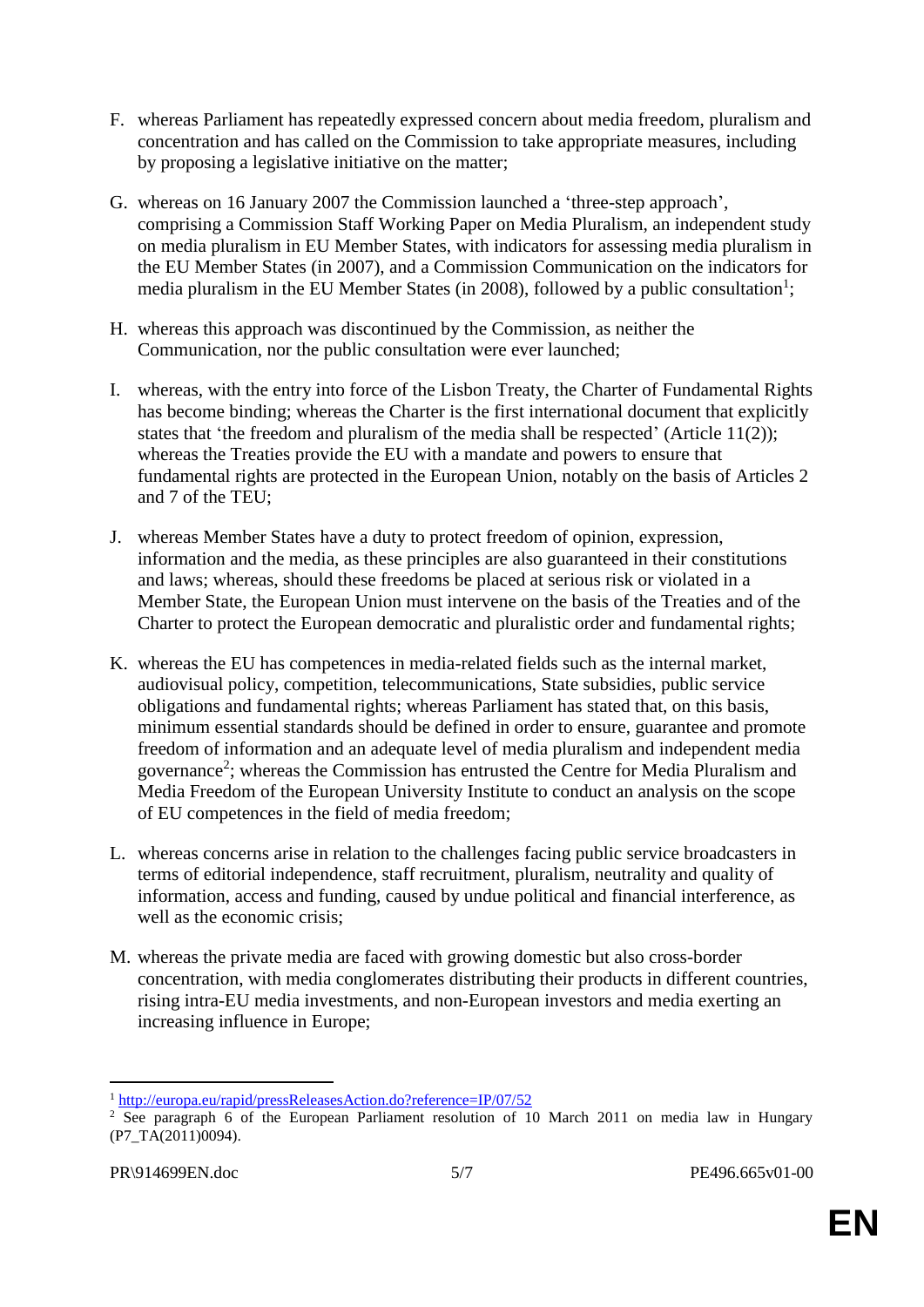F. whereas Parliament has repeatedly expressed concern about media freedom, pluralism and concentration and has called on the Commission to take appropriate measures, including by proposing a legislative initiative on the matter;

G. whereas on 16 January 2007 the Commission launched a 'three-step approach', comprising a Commission Staff Working Paper on Media Pluralism, an independent study on media pluralism in EU Member States, with indicators for assessing media pluralism in the EU Member States (in 2007), and a Commission Communication on the indicators for media pluralism in the EU Member States (in 2008), followed by a public consultation[1];

H. whereas this approach was discontinued by the Commission, as neither the Communication, nor the public consultation were ever launched;

I. whereas, with the entry into force of the Lisbon Treaty, the Charter of Fundamental Rights has become binding; whereas the Charter is the first international document that explicitly states that 'the freedom and pluralism of the media shall be respected' (Article 11(2)); whereas the Treaties provide the EU with a mandate and powers to ensure that fundamental rights are protected in the European Union, notably on the basis of Articles 2 and 7 of the TEU;

J. whereas Member States have a duty to protect freedom of opinion, expression, information and the media, as these principles are also guaranteed in their constitutions and laws; whereas, should these freedoms be placed at serious risk or violated in a Member State, the European Union must intervene on the basis of the Treaties and of the Charter to protect the European democratic and pluralistic order and fundamental rights;

K. whereas the EU has competences in media-related fields such as the internal market, audiovisual policy, competition, telecommunications, State subsidies, public service obligations and fundamental rights; whereas Parliament has stated that, on this basis, minimum essential standards should be defined in order to ensure, guarantee and promote freedom of information and an adequate level of media pluralism and independent media governance[2]; whereas the Commission has entrusted the Centre for Media Pluralism and Media Freedom of the European University Institute to conduct an analysis on the scope of EU competences in the field of media freedom;

L. whereas concerns arise in relation to the challenges facing public service broadcasters in terms of editorial independence, staff recruitment, pluralism, neutrality and quality of information, access and funding, caused by undue political and financial interference, as well as the economic crisis;

M. whereas the private media are faced with growing domestic but also cross-border concentration, with media conglomerates distributing their products in different countries, rising intra-EU media investments, and non-European investors and media exerting an increasing influence in Europe;

---

[1] http://europa.eu/rapid/pressReleasesAction.do?reference=IP/07/52

[2] See paragraph 6 of the European Parliament resolution of 10 March 2011 on media law in Hungary (P7_TA(2011)0094).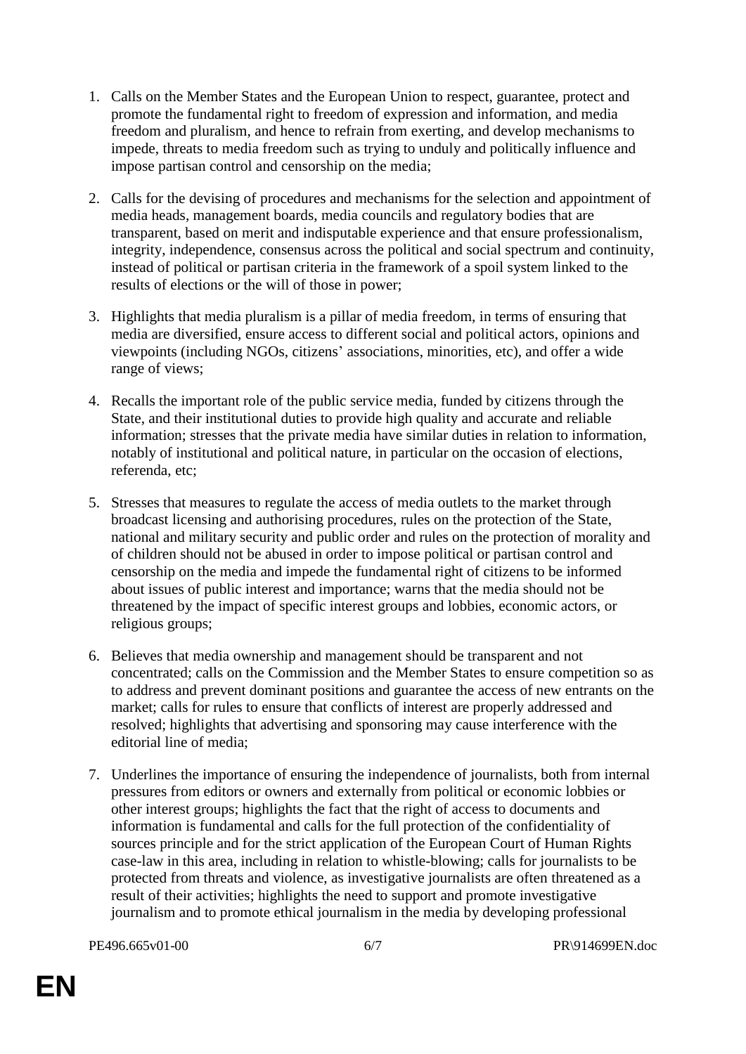1. Calls on the Member States and the European Union to respect, guarantee, protect and promote the fundamental right to freedom of expression and information, and media freedom and pluralism, and hence to refrain from exerting, and develop mechanisms to impede, threats to media freedom such as trying to unduly and politically influence and impose partisan control and censorship on the media;

2. Calls for the devising of procedures and mechanisms for the selection and appointment of media heads, management boards, media councils and regulatory bodies that are transparent, based on merit and indisputable experience and that ensure professionalism, integrity, independence, consensus across the political and social spectrum and continuity, instead of political or partisan criteria in the framework of a spoil system linked to the results of elections or the will of those in power;

3. Highlights that media pluralism is a pillar of media freedom, in terms of ensuring that media are diversified, ensure access to different social and political actors, opinions and viewpoints (including NGOs, citizens' associations, minorities, etc), and offer a wide range of views;

4. Recalls the important role of the public service media, funded by citizens through the State, and their institutional duties to provide high quality and accurate and reliable information; stresses that the private media have similar duties in relation to information, notably of institutional and political nature, in particular on the occasion of elections, referenda, etc;

5. Stresses that measures to regulate the access of media outlets to the market through broadcast licensing and authorising procedures, rules on the protection of the State, national and military security and public order and rules on the protection of morality and of children should not be abused in order to impose political or partisan control and censorship on the media and impede the fundamental right of citizens to be informed about issues of public interest and importance; warns that the media should not be threatened by the impact of specific interest groups and lobbies, economic actors, or religious groups;

6. Believes that media ownership and management should be transparent and not concentrated; calls on the Commission and the Member States to ensure competition so as to address and prevent dominant positions and guarantee the access of new entrants on the market; calls for rules to ensure that conflicts of interest are properly addressed and resolved; highlights that advertising and sponsoring may cause interference with the editorial line of media;

7. Underlines the importance of ensuring the independence of journalists, both from internal pressures from editors or owners and externally from political or economic lobbies or other interest groups; highlights the fact that the right of access to documents and information is fundamental and calls for the full protection of the confidentiality of sources principle and for the strict application of the European Court of Human Rights case-law in this area, including in relation to whistle-blowing; calls for journalists to be protected from threats and violence, as investigative journalists are often threatened as a result of their activities; highlights the need to support and promote investigative journalism and to promote ethical journalism in the media by developing professional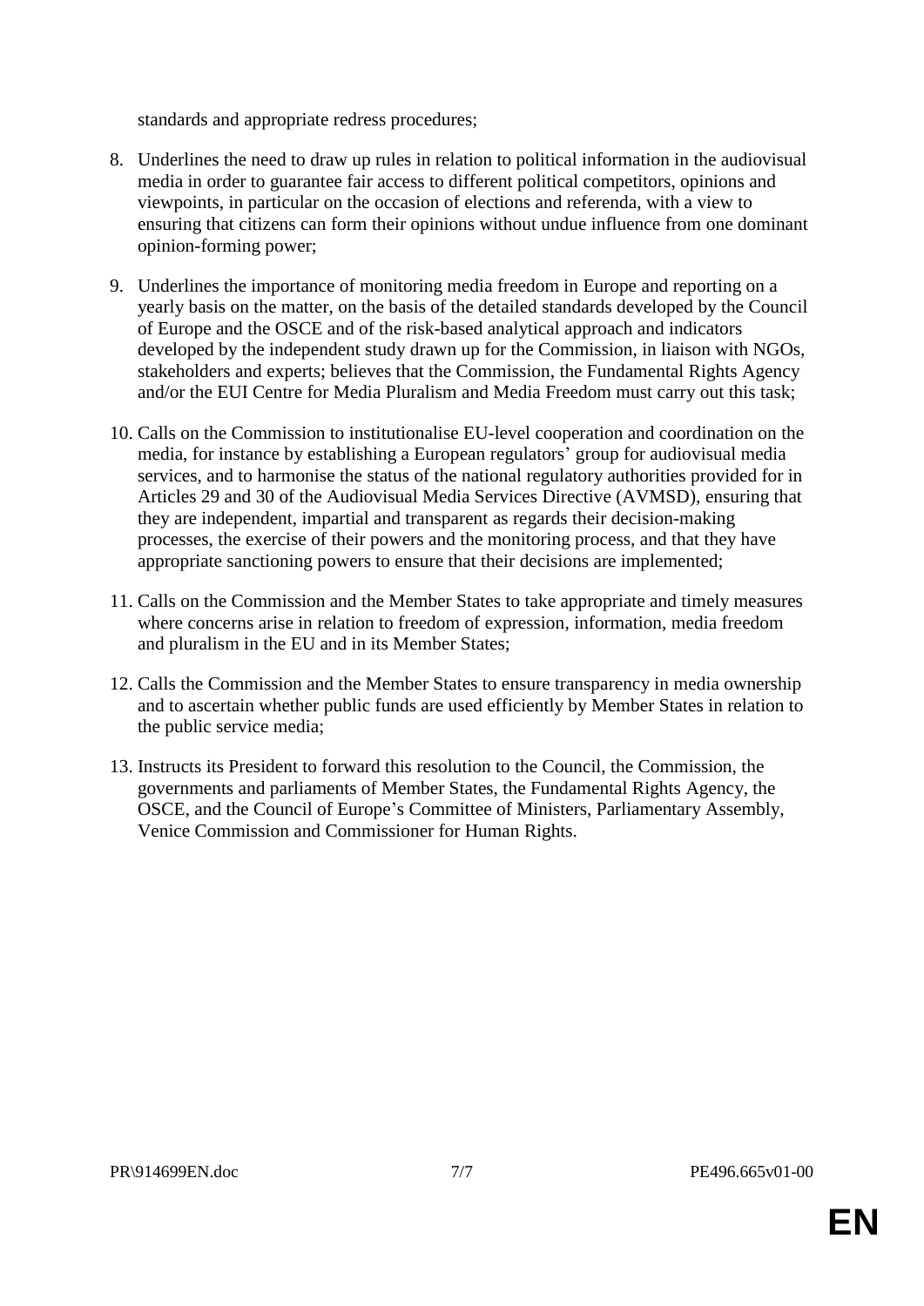standards and appropriate redress procedures;

8. Underlines the need to draw up rules in relation to political information in the audiovisual media in order to guarantee fair access to different political competitors, opinions and viewpoints, in particular on the occasion of elections and referenda, with a view to ensuring that citizens can form their opinions without undue influence from one dominant opinion-forming power;

9. Underlines the importance of monitoring media freedom in Europe and reporting on a yearly basis on the matter, on the basis of the detailed standards developed by the Council of Europe and the OSCE and of the risk-based analytical approach and indicators developed by the independent study drawn up for the Commission, in liaison with NGOs, stakeholders and experts; believes that the Commission, the Fundamental Rights Agency and/or the EUI Centre for Media Pluralism and Media Freedom must carry out this task;

10. Calls on the Commission to institutionalise EU-level cooperation and coordination on the media, for instance by establishing a European regulators' group for audiovisual media services, and to harmonise the status of the national regulatory authorities provided for in Articles 29 and 30 of the Audiovisual Media Services Directive (AVMSD), ensuring that they are independent, impartial and transparent as regards their decision-making processes, the exercise of their powers and the monitoring process, and that they have appropriate sanctioning powers to ensure that their decisions are implemented;

11. Calls on the Commission and the Member States to take appropriate and timely measures where concerns arise in relation to freedom of expression, information, media freedom and pluralism in the EU and in its Member States;

12. Calls the Commission and the Member States to ensure transparency in media ownership and to ascertain whether public funds are used efficiently by Member States in relation to the public service media;

13. Instructs its President to forward this resolution to the Council, the Commission, the governments and parliaments of Member States, the Fundamental Rights Agency, the OSCE, and the Council of Europe's Committee of Ministers, Parliamentary Assembly, Venice Commission and Commissioner for Human Rights.